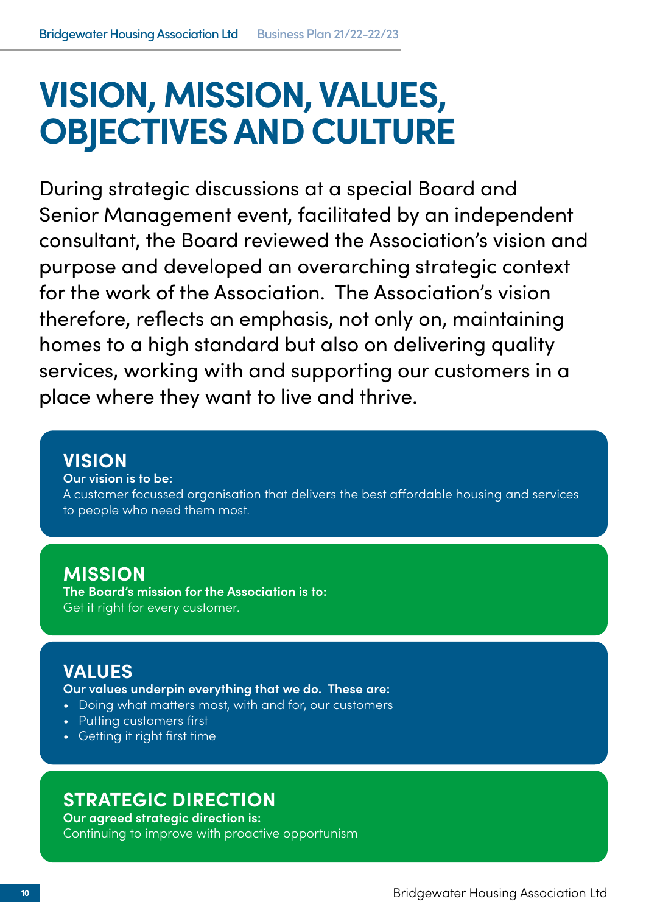# VISION, MISSION, VALUES, OBJECTIVES AND CULTURE

During strategic discussions at a special Board and Senior Management event, facilitated by an independent consultant, the Board reviewed the Association's vision and purpose and developed an overarching strategic context for the work of the Association. The Association's vision therefore, reflects an emphasis, not only on, maintaining homes to a high standard but also on delivering quality services, working with and supporting our customers in a place where they want to live and thrive.

## VISION

**Our vision is to be:**

A customer focussed organisation that delivers the best affordable housing and services to people who need them most.

## MISSION

**The Board's mission for the Association is to:**

Get it right for every customer.

## VALUES

**Our values underpin everything that we do. These are:**

- Doing what matters most, with and for, our customers
- Putting customers first
- Getting it right first time

## STRATEGIC DIRECTION

**Our agreed strategic direction is:**

Continuing to improve with proactive opportunism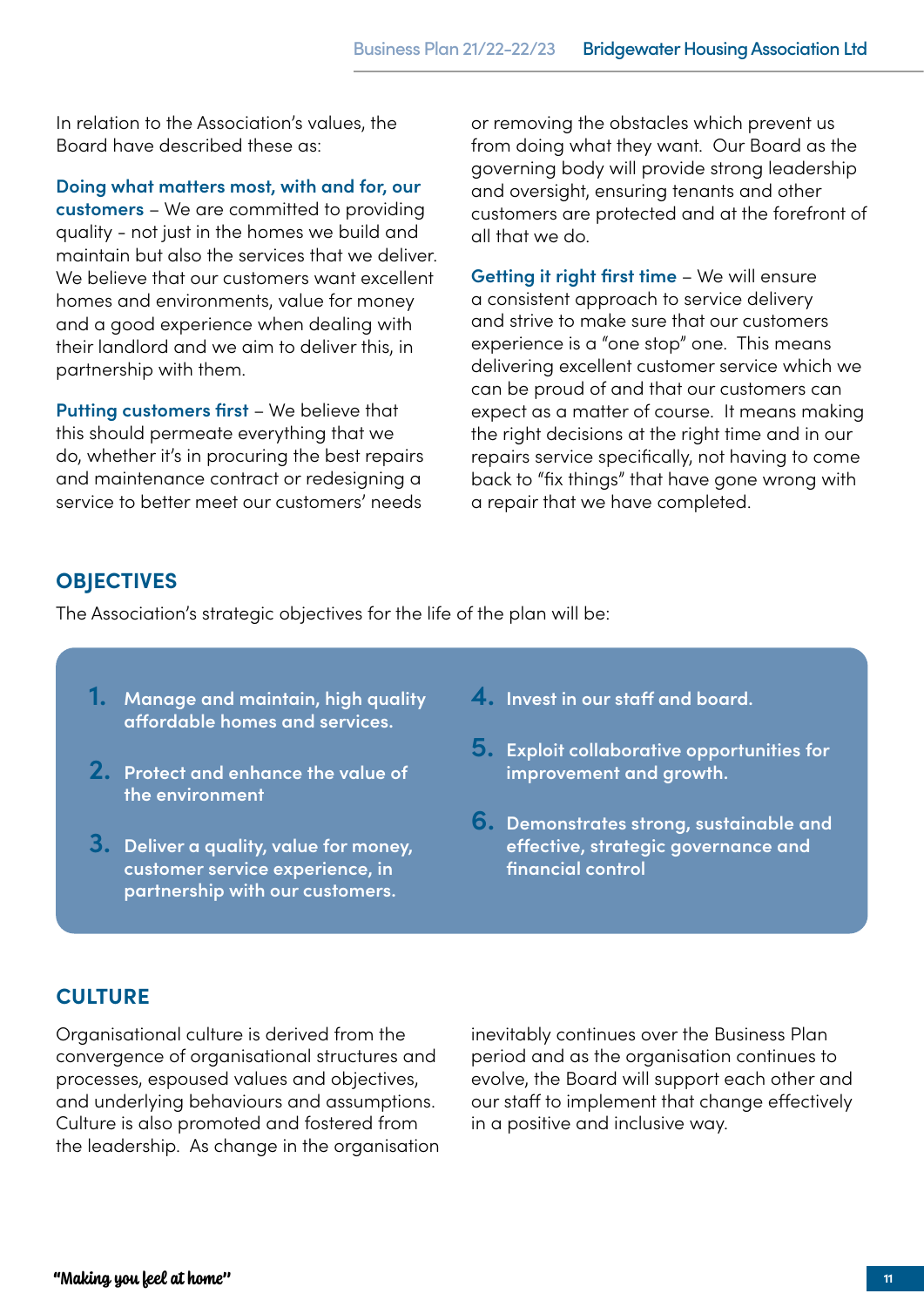In relation to the Association's values, the Board have described these as:

**Doing what matters most, with and for, our customers** – We are committed to providing quality - not just in the homes we build and maintain but also the services that we deliver. We believe that our customers want excellent homes and environments, value for money and a good experience when dealing with their landlord and we aim to deliver this, in partnership with them.

**Putting customers first** – We believe that this should permeate everything that we do, whether it's in procuring the best repairs and maintenance contract or redesigning a service to better meet our customers' needs or removing the obstacles which prevent us from doing what they want. Our Board as the governing body will provide strong leadership and oversight, ensuring tenants and other customers are protected and at the forefront of all that we do.

**Getting it right first time** – We will ensure a consistent approach to service delivery and strive to make sure that our customers experience is a "one stop" one. This means delivering excellent customer service which we can be proud of and that our customers can expect as a matter of course. It means making the right decisions at the right time and in our repairs service specifically, not having to come back to "fix things" that have gone wrong with a repair that we have completed.

## OBJECTIVES

The Association's strategic objectives for the life of the plan will be:

1. **Manage and maintain, high quality affordable homes and services.**
2. **Protect and enhance the value of the environment**
3. **Deliver a quality, value for money, customer service experience, in partnership with our customers.**
4. **Invest in our staff and board.**
5. **Exploit collaborative opportunities for improvement and growth.**
6. **Demonstrates strong, sustainable and effective, strategic governance and financial control**

## CULTURE

Organisational culture is derived from the convergence of organisational structures and processes, espoused values and objectives, and underlying behaviours and assumptions. Culture is also promoted and fostered from the leadership. As change in the organisation inevitably continues over the Business Plan period and as the organisation continues to evolve, the Board will support each other and our staff to implement that change effectively in a positive and inclusive way.